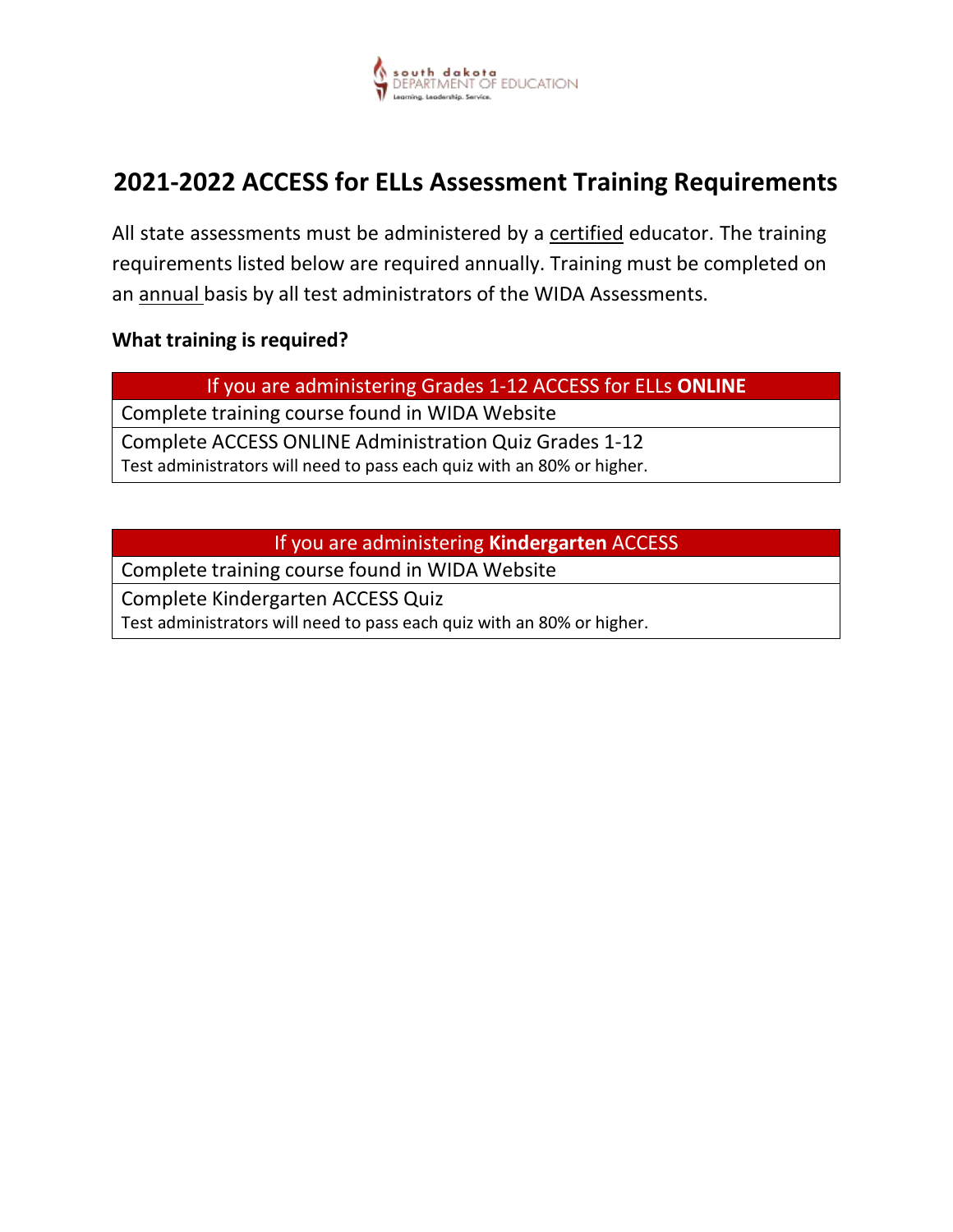# 2021-2022 ACCESS for ELLs Assessment Training Requirements

All state assessments must be administered by a certified educator. The training requirements listed below are required annually. Training must be completed on an annual basis by all test administrators of the WIDA Assessments.

**What training is required?**

| If you are administering Grades 1-12 ACCESS for ELLs **ONLINE** |
|---|
| Complete training course found in WIDA Website |
| Complete ACCESS ONLINE Administration Quiz Grades 1-12<br>Test administrators will need to pass each quiz with an 80% or higher. |

| If you are administering **Kindergarten** ACCESS |
|---|
| Complete training course found in WIDA Website |
| Complete Kindergarten ACCESS Quiz<br>Test administrators will need to pass each quiz with an 80% or higher. |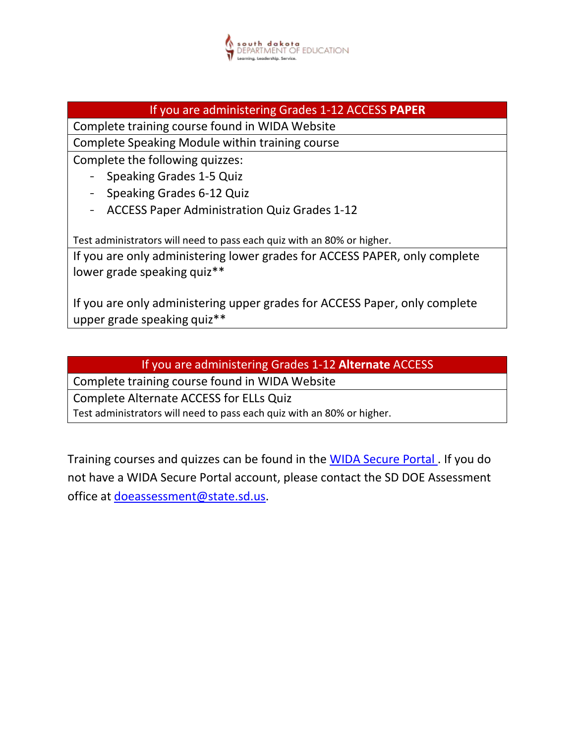| If you are administering Grades 1-12 ACCESS **PAPER** |
| --- |
| Complete training course found in WIDA Website |
| Complete Speaking Module within training course |
| Complete the following quizzes:<br>- Speaking Grades 1-5 Quiz<br>- Speaking Grades 6-12 Quiz<br>- ACCESS Paper Administration Quiz Grades 1-12<br><br>Test administrators will need to pass each quiz with an 80% or higher. |
| If you are only administering lower grades for ACCESS PAPER, only complete lower grade speaking quiz**<br><br>If you are only administering upper grades for ACCESS Paper, only complete upper grade speaking quiz** |

| If you are administering Grades 1-12 **Alternate** ACCESS |
| --- |
| Complete training course found in WIDA Website |
| Complete Alternate ACCESS for ELLs Quiz<br>Test administrators will need to pass each quiz with an 80% or higher. |

Training courses and quizzes can be found in the WIDA Secure Portal . If you do not have a WIDA Secure Portal account, please contact the SD DOE Assessment office at doeassessment@state.sd.us.